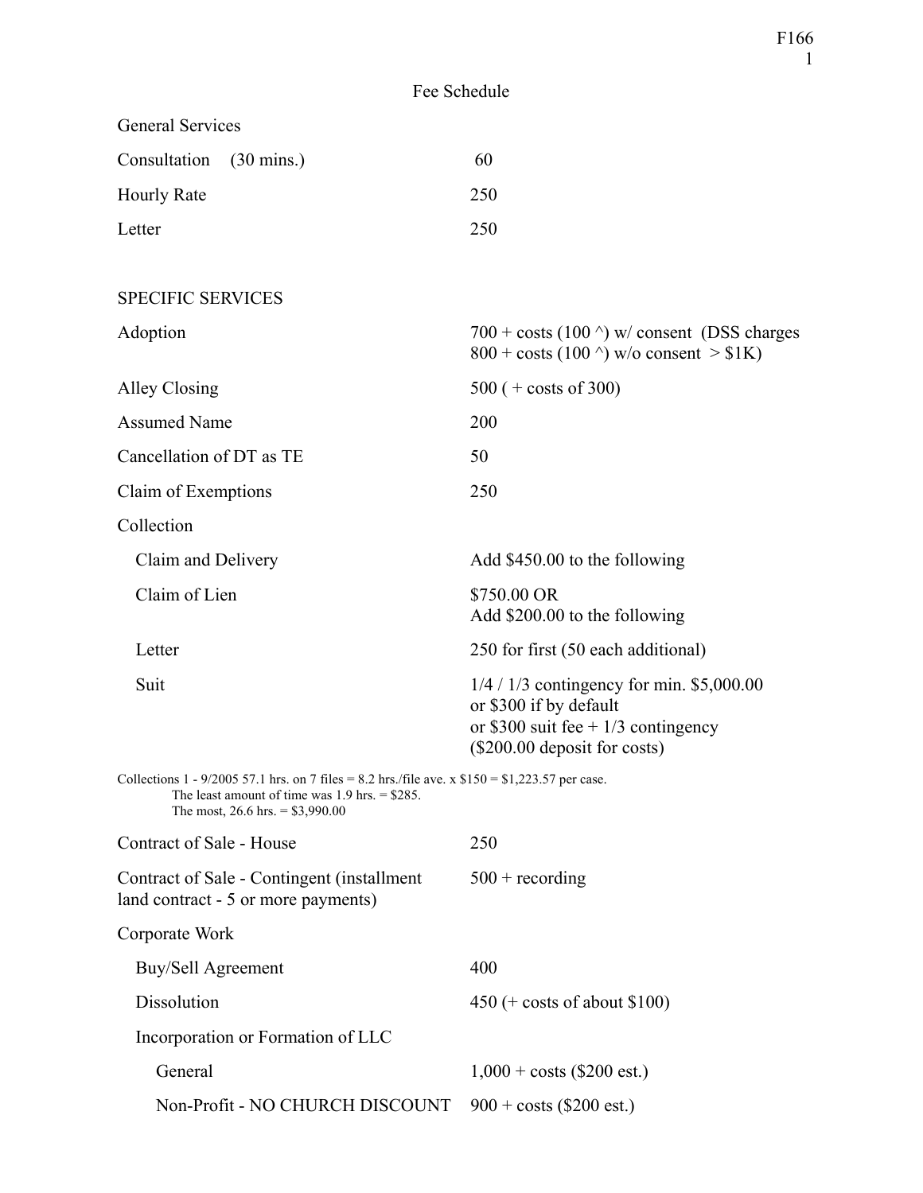# Fee Schedule

## General Services

| Service | Fee |
|---|---|
| Consultation (30 mins.) | 60 |
| Hourly Rate | 250 |
| Letter | 250 |

## SPECIFIC SERVICES

| Service | Fee |
|---|---|
| Adoption | 700 + costs (100 ^) w/ consent (DSS charges<br>800 + costs (100 ^) w/o consent > $1K) |
| Alley Closing | 500 ( + costs of 300) |
| Assumed Name | 200 |
| Cancellation of DT as TE | 50 |
| Claim of Exemptions | 250 |
| Collection | |
| Claim and Delivery | Add $450.00 to the following |
| Claim of Lien | $750.00 OR<br>Add $200.00 to the following |
| Letter | 250 for first (50 each additional) |
| Suit | 1/4 / 1/3 contingency for min. $5,000.00<br>or $300 if by default<br>or $300 suit fee + 1/3 contingency<br>($200.00 deposit for costs) |

Collections 1 - 9/2005 57.1 hrs. on 7 files = 8.2 hrs./file ave. x $150 = $1,223.57 per case.
The least amount of time was 1.9 hrs. = $285.
The most, 26.6 hrs. = $3,990.00

| Service | Fee |
|---|---|
| Contract of Sale - House | 250 |
| Contract of Sale - Contingent (installment land contract - 5 or more payments) | 500 + recording |
| Corporate Work | |
| Buy/Sell Agreement | 400 |
| Dissolution | 450 (+ costs of about $100) |
| Incorporation or Formation of LLC | |
| General | 1,000 + costs ($200 est.) |
| Non-Profit - NO CHURCH DISCOUNT | 900 + costs ($200 est.) |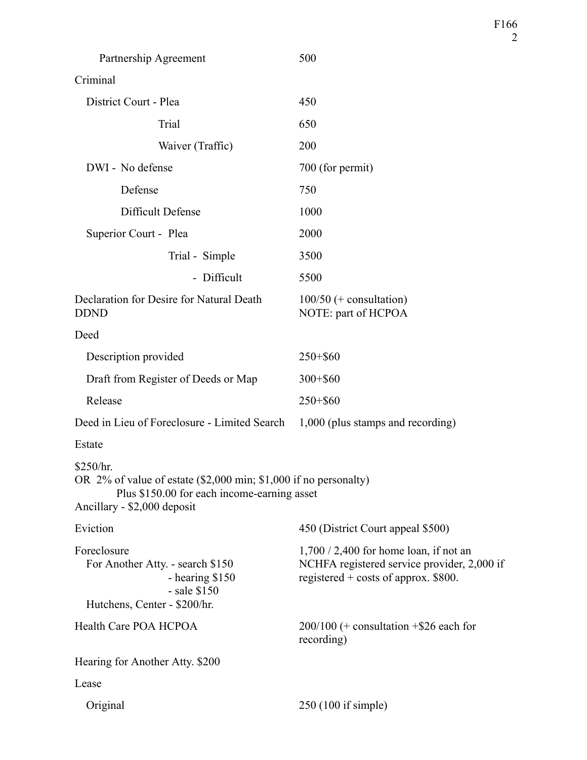| | |
|---|---|
| Partnership Agreement | 500 |
| Criminal | |
| District Court - Plea | 450 |
| Trial | 650 |
| Waiver (Traffic) | 200 |
| DWI - No defense | 700 (for permit) |
| Defense | 750 |
| Difficult Defense | 1000 |
| Superior Court - Plea | 2000 |
| Trial - Simple | 3500 |
| - Difficult | 5500 |
| Declaration for Desire for Natural Death DDND | 100/50 (+ consultation) NOTE: part of HCPOA |
| Deed | |
| Description provided | 250+$60 |
| Draft from Register of Deeds or Map | 300+$60 |
| Release | 250+$60 |
| Deed in Lieu of Foreclosure - Limited Search | 1,000 (plus stamps and recording) |

Estate

$250/hr.
OR 2% of value of estate ($2,000 min; $1,000 if no personalty)
Plus $150.00 for each income-earning asset
Ancillary - $2,000 deposit

| | |
|---|---|
| Eviction | 450 (District Court appeal $500) |
| Foreclosure<br>For Another Atty. - search $150<br>- hearing $150<br>- sale $150<br>Hutchens, Center - $200/hr. | 1,700 / 2,400 for home loan, if not an NCHFA registered service provider, 2,000 if registered + costs of approx. $800. |
| Health Care POA HCPOA | 200/100 (+ consultation +$26 each for recording) |
| Hearing for Another Atty. $200 | |
| Lease | |
| Original | 250 (100 if simple) |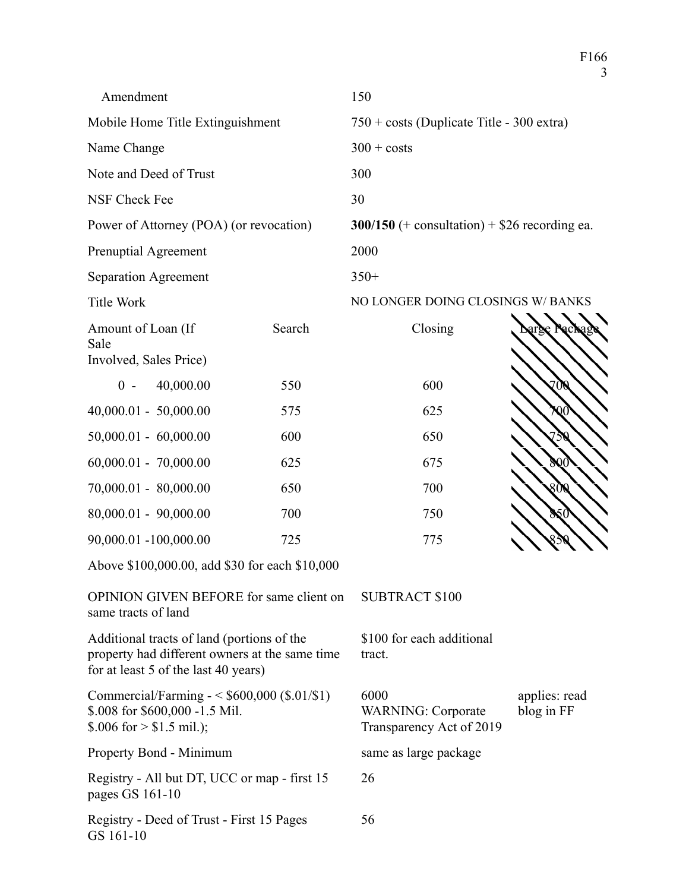| | | | |
|---|---|---|---|
| Amendment | | 150 | |
| Mobile Home Title Extinguishment | | 750 + costs (Duplicate Title - 300 extra) | |
| Name Change | | 300 + costs | |
| Note and Deed of Trust | | 300 | |
| NSF Check Fee | | 30 | |
| Power of Attorney (POA) (or revocation) | | **300/150** (+ consultation) + $26 recording ea. | |
| Prenuptial Agreement | | 2000 | |
| Separation Agreement | | 350+ | |
| Title Work | | NO LONGER DOING CLOSINGS W/ BANKS | |
| Amount of Loan (If Sale Involved, Sales Price) | Search | Closing | Large Package |
| 0 - 40,000.00 | 550 | 600 | 700 |
| 40,000.01 - 50,000.00 | 575 | 625 | 700 |
| 50,000.01 - 60,000.00 | 600 | 650 | 750 |
| 60,000.01 - 70,000.00 | 625 | 675 | 800 |
| 70,000.01 - 80,000.00 | 650 | 700 | 800 |
| 80,000.01 - 90,000.00 | 700 | 750 | 850 |
| 90,000.01 -100,000.00 | 725 | 775 | 850 |

Above $100,000.00, add $30 for each $10,000

| | | |
|---|---|---|
| OPINION GIVEN BEFORE for same client on same tracts of land | SUBTRACT $100 | |
| Additional tracts of land (portions of the property had different owners at the same time for at least 5 of the last 40 years) | $100 for each additional tract. | |
| Commercial/Farming - < $600,000 ($.01/$1) $.008 for $600,000 -1.5 Mil. $.006 for > $1.5 mil.); | 6000 WARNING: Corporate Transparency Act of 2019 | applies: read blog in FF |
| Property Bond - Minimum | same as large package | |
| Registry - All but DT, UCC or map - first 15 pages GS 161-10 | 26 | |
| Registry - Deed of Trust - First 15 Pages GS 161-10 | 56 | |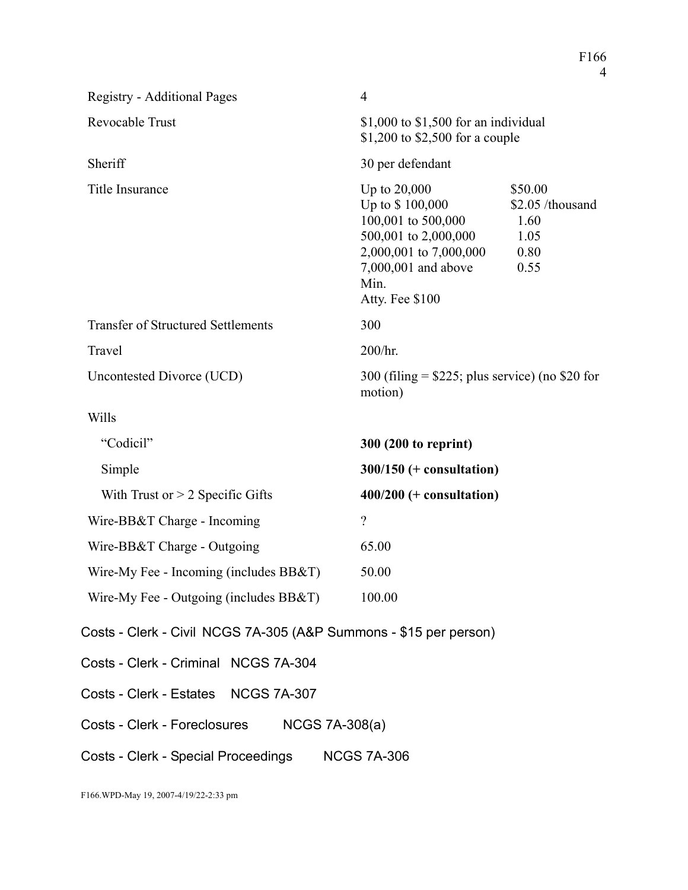| | | |
|---|---|---|
| Registry - Additional Pages | 4 | |
| Revocable Trust | $1,000 to $1,500 for an individual<br>$1,200 to $2,500 for a couple | |
| Sheriff | 30 per defendant | |
| Title Insurance | Up to 20,000<br>Up to $ 100,000<br>100,001 to 500,000<br>500,001 to 2,000,000<br>2,000,001 to 7,000,000<br>7,000,001 and above<br>Min.<br>Atty. Fee $100 | $50.00<br>$2.05 /thousand<br>1.60<br>1.05<br>0.80<br>0.55 |
| Transfer of Structured Settlements | 300 | |
| Travel | 200/hr. | |
| Uncontested Divorce (UCD) | 300 (filing = $225; plus service) (no $20 for motion) | |
| Wills | | |
| “Codicil” | **300 (200 to reprint)** | |
| Simple | **300/150 (+ consultation)** | |
| With Trust or > 2 Specific Gifts | **400/200 (+ consultation)** | |
| Wire-BB&T Charge - Incoming | ? | |
| Wire-BB&T Charge - Outgoing | 65.00 | |
| Wire-My Fee - Incoming (includes BB&T) | 50.00 | |
| Wire-My Fee - Outgoing (includes BB&T) | 100.00 | |

Costs - Clerk - Civil NCGS 7A-305 (A&P Summons - $15 per person)

Costs - Clerk - Criminal NCGS 7A-304

Costs - Clerk - Estates NCGS 7A-307

Costs - Clerk - Foreclosures NCGS 7A-308(a)

Costs - Clerk - Special Proceedings NCGS 7A-306